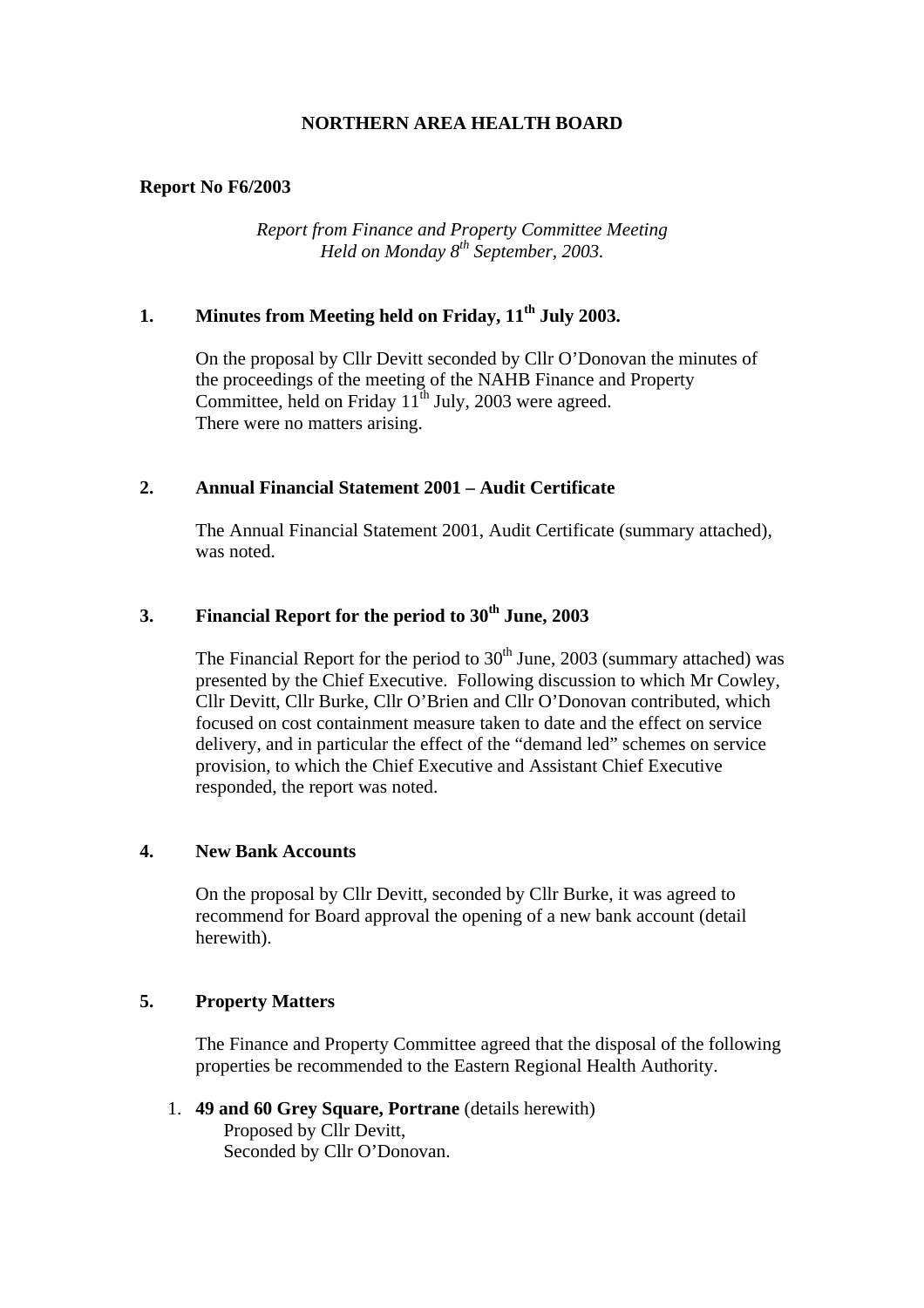# NORTHERN AREA HEALTH BOARD

**Report No F6/2003**

*Report from Finance and Property Committee Meeting*
*Held on Monday 8th September, 2003.*

## 1. Minutes from Meeting held on Friday, 11th July 2003.

On the proposal by Cllr Devitt seconded by Cllr O'Donovan the minutes of the proceedings of the meeting of the NAHB Finance and Property Committee, held on Friday 11th July, 2003 were agreed.
There were no matters arising.

## 2. Annual Financial Statement 2001 – Audit Certificate

The Annual Financial Statement 2001, Audit Certificate (summary attached), was noted.

## 3. Financial Report for the period to 30th June, 2003

The Financial Report for the period to 30th June, 2003 (summary attached) was presented by the Chief Executive. Following discussion to which Mr Cowley, Cllr Devitt, Cllr Burke, Cllr O'Brien and Cllr O'Donovan contributed, which focused on cost containment measure taken to date and the effect on service delivery, and in particular the effect of the "demand led" schemes on service provision, to which the Chief Executive and Assistant Chief Executive responded, the report was noted.

## 4. New Bank Accounts

On the proposal by Cllr Devitt, seconded by Cllr Burke, it was agreed to recommend for Board approval the opening of a new bank account (detail herewith).

## 5. Property Matters

The Finance and Property Committee agreed that the disposal of the following properties be recommended to the Eastern Regional Health Authority.

1. **49 and 60 Grey Square, Portrane** (details herewith)
   Proposed by Cllr Devitt,
   Seconded by Cllr O'Donovan.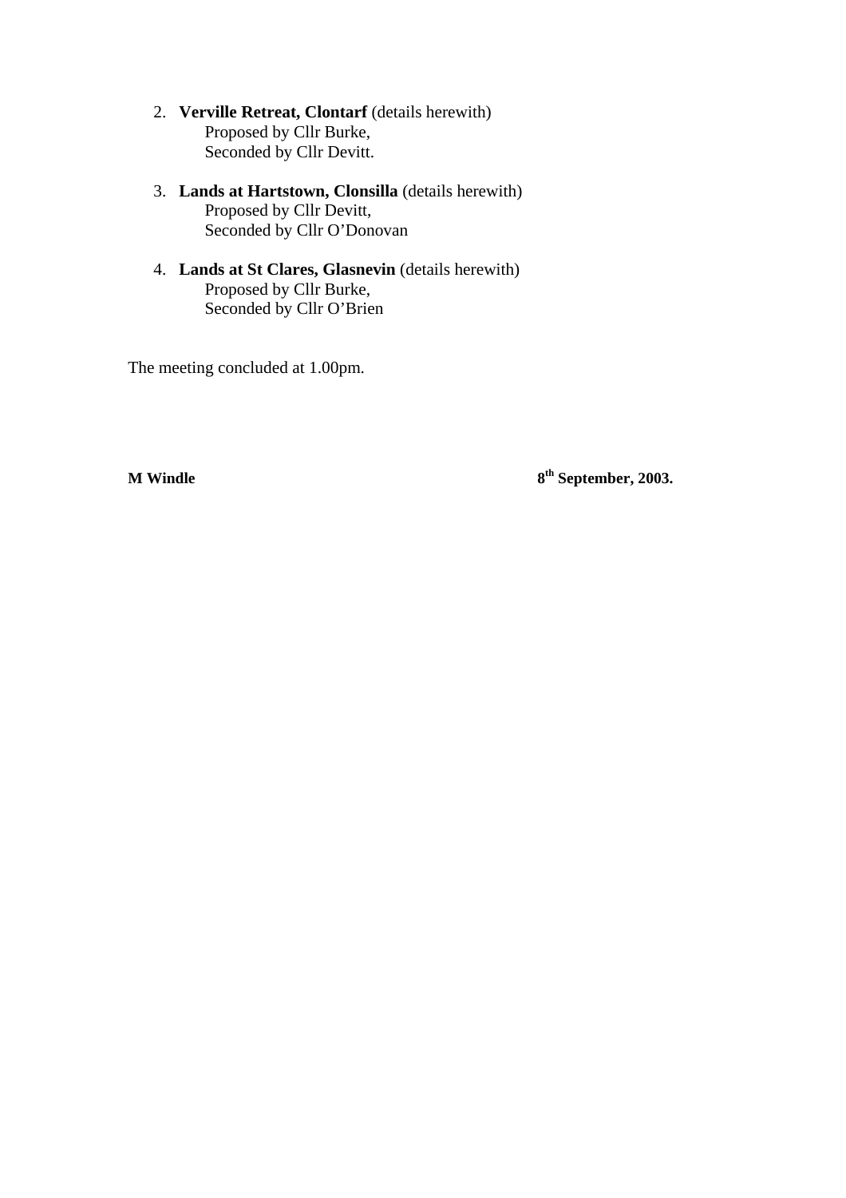2. **Verville Retreat, Clontarf** (details herewith)
   Proposed by Cllr Burke,
   Seconded by Cllr Devitt.

3. **Lands at Hartstown, Clonsilla** (details herewith)
   Proposed by Cllr Devitt,
   Seconded by Cllr O'Donovan

4. **Lands at St Clares, Glasnevin** (details herewith)
   Proposed by Cllr Burke,
   Seconded by Cllr O'Brien

The meeting concluded at 1.00pm.

**M Windle** **8th September, 2003.**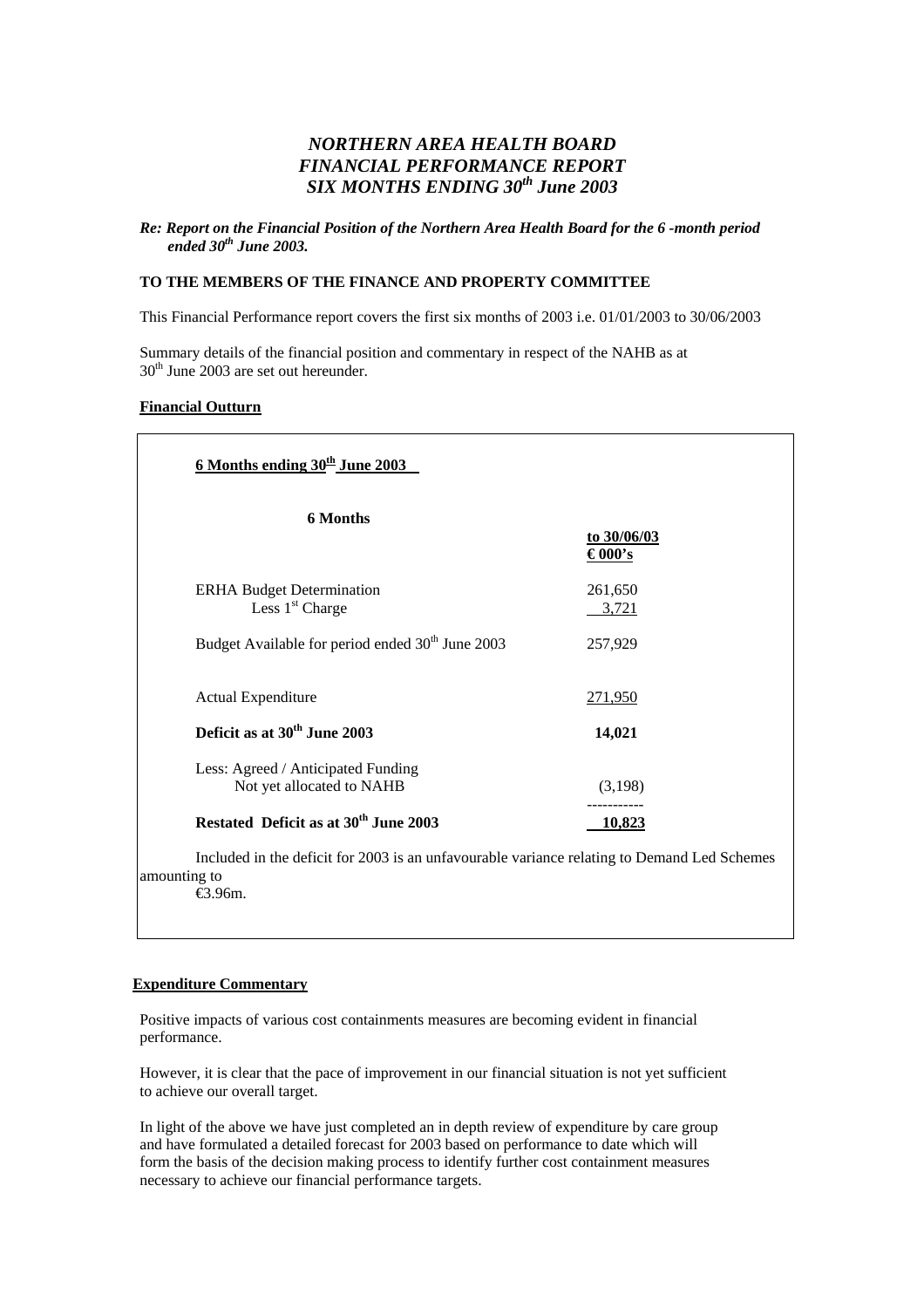# *NORTHERN AREA HEALTH BOARD*
# *FINANCIAL PERFORMANCE REPORT*
# *SIX MONTHS ENDING 30th June 2003*

***Re: Report on the Financial Position of the Northern Area Health Board for the 6 -month period ended 30th June 2003.***

**TO THE MEMBERS OF THE FINANCE AND PROPERTY COMMITTEE**

This Financial Performance report covers the first six months of 2003 i.e. 01/01/2003 to 30/06/2003

Summary details of the financial position and commentary in respect of the NAHB as at 30th June 2003 are set out hereunder.

**Financial Outturn**

**6 Months ending 30th June 2003**

| **6 Months** | **to 30/06/03 € 000's** |
|---|---|
| ERHA Budget Determination | 261,650 |
| Less 1st Charge | 3,721 |
| Budget Available for period ended 30th June 2003 | 257,929 |
| Actual Expenditure | 271,950 |
| **Deficit as at 30th June 2003** | **14,021** |
| Less: Agreed / Anticipated Funding Not yet allocated to NAHB | (3,198) |
| **Restated Deficit as at 30th June 2003** | **10,823** |

Included in the deficit for 2003 is an unfavourable variance relating to Demand Led Schemes amounting to €3.96m.

**Expenditure Commentary**

Positive impacts of various cost containments measures are becoming evident in financial performance.

However, it is clear that the pace of improvement in our financial situation is not yet sufficient to achieve our overall target.

In light of the above we have just completed an in depth review of expenditure by care group and have formulated a detailed forecast for 2003 based on performance to date which will form the basis of the decision making process to identify further cost containment measures necessary to achieve our financial performance targets.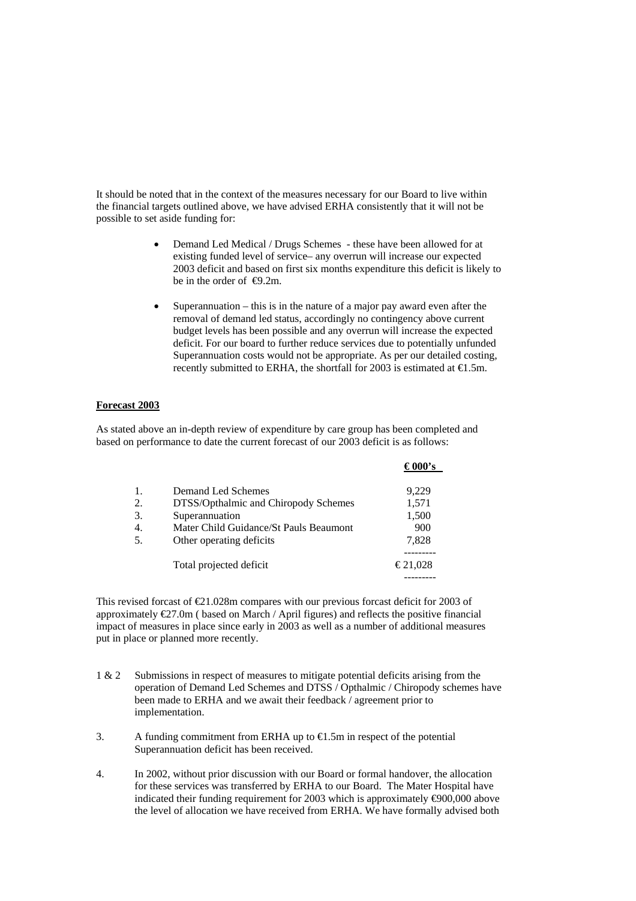It should be noted that in the context of the measures necessary for our Board to live within the financial targets outlined above, we have advised ERHA consistently that it will not be possible to set aside funding for:

- Demand Led Medical / Drugs Schemes - these have been allowed for at existing funded level of service– any overrun will increase our expected 2003 deficit and based on first six months expenditure this deficit is likely to be in the order of €9.2m.

- Superannuation – this is in the nature of a major pay award even after the removal of demand led status, accordingly no contingency above current budget levels has been possible and any overrun will increase the expected deficit. For our board to further reduce services due to potentially unfunded Superannuation costs would not be appropriate. As per our detailed costing, recently submitted to ERHA, the shortfall for 2003 is estimated at €1.5m.

**Forecast 2003**

As stated above an in-depth review of expenditure by care group has been completed and based on performance to date the current forecast of our 2003 deficit is as follows:

| | | **€ 000's** |
|---|---|---|
| 1. | Demand Led Schemes | 9,229 |
| 2. | DTSS/Opthalmic and Chiropody Schemes | 1,571 |
| 3. | Superannuation | 1,500 |
| 4. | Mater Child Guidance/St Pauls Beaumont | 900 |
| 5. | Other operating deficits | 7,828 |
| | Total projected deficit | € 21,028 |

This revised forcast of €21.028m compares with our previous forcast deficit for 2003 of approximately €27.0m ( based on March / April figures) and reflects the positive financial impact of measures in place since early in 2003 as well as a number of additional measures put in place or planned more recently.

1 & 2 Submissions in respect of measures to mitigate potential deficits arising from the operation of Demand Led Schemes and DTSS / Opthalmic / Chiropody schemes have been made to ERHA and we await their feedback / agreement prior to implementation.

3. A funding commitment from ERHA up to €1.5m in respect of the potential Superannuation deficit has been received.

4. In 2002, without prior discussion with our Board or formal handover, the allocation for these services was transferred by ERHA to our Board. The Mater Hospital have indicated their funding requirement for 2003 which is approximately €900,000 above the level of allocation we have received from ERHA. We have formally advised both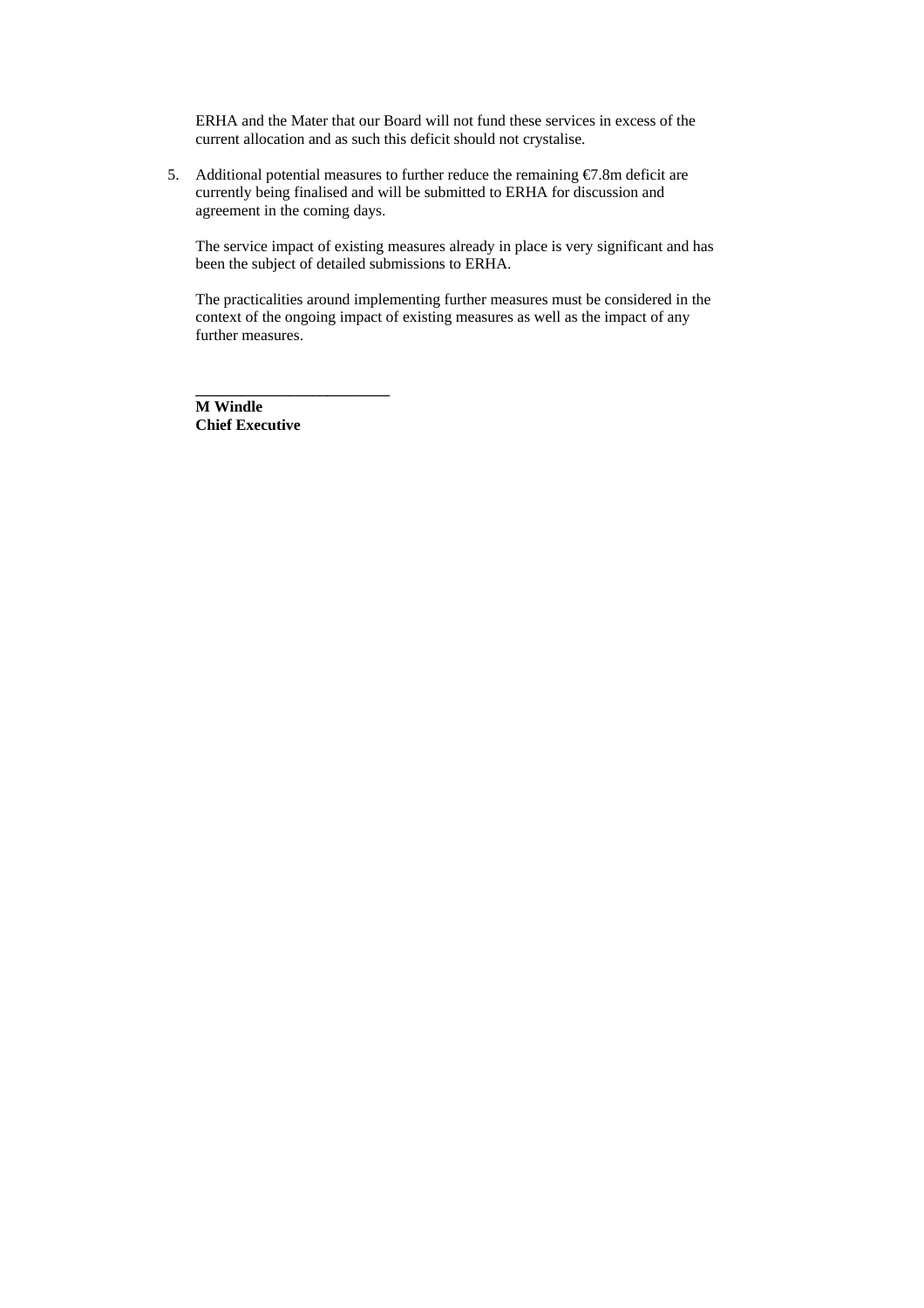ERHA and the Mater that our Board will not fund these services in excess of the current allocation and as such this deficit should not crystalise.

5. Additional potential measures to further reduce the remaining €7.8m deficit are currently being finalised and will be submitted to ERHA for discussion and agreement in the coming days.

   The service impact of existing measures already in place is very significant and has been the subject of detailed submissions to ERHA.

   The practicalities around implementing further measures must be considered in the context of the ongoing impact of existing measures as well as the impact of any further measures.

\_\_\_\_\_\_\_\_\_\_\_\_\_\_\_\_\_\_\_\_\_\_\_\_\_

**M Windle**
**Chief Executive**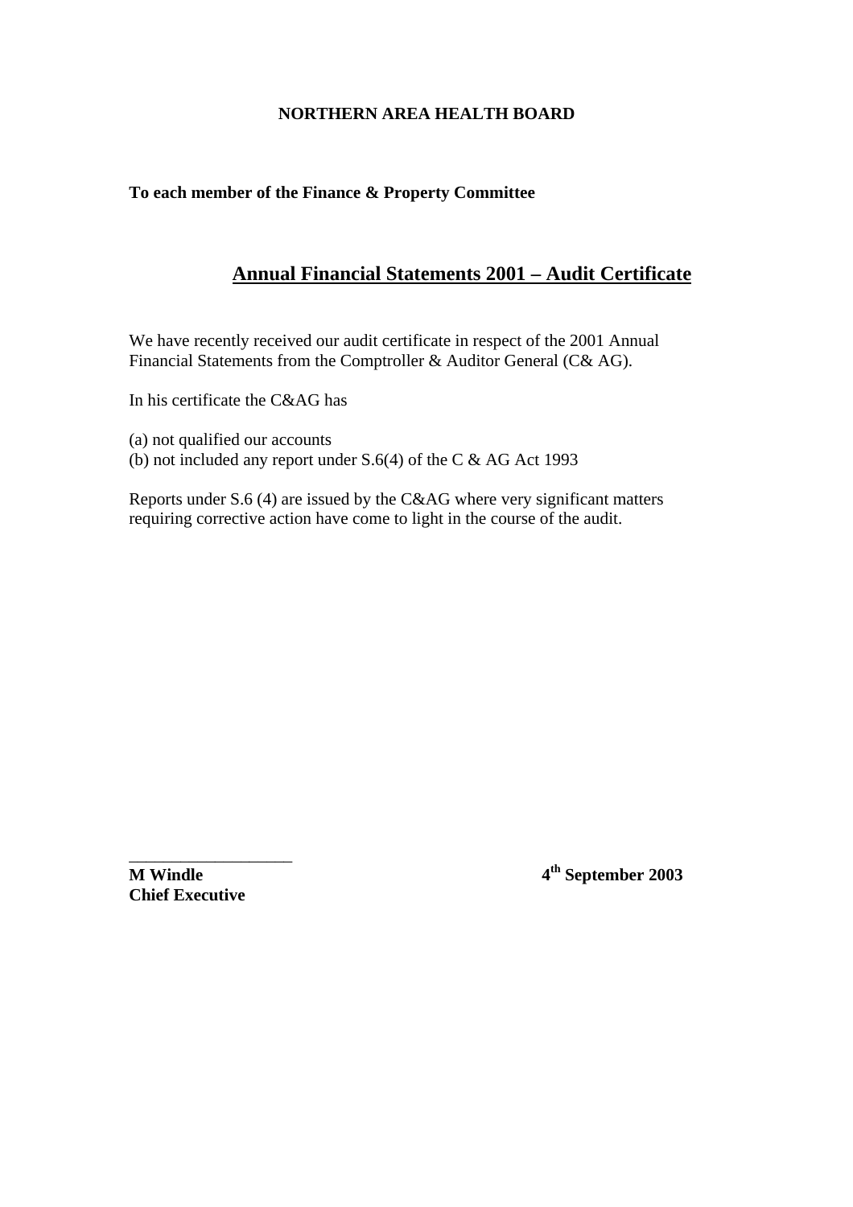**NORTHERN AREA HEALTH BOARD**

**To each member of the Finance & Property Committee**

## Annual Financial Statements 2001 – Audit Certificate

We have recently received our audit certificate in respect of the 2001 Annual Financial Statements from the Comptroller & Auditor General (C& AG).

In his certificate the C&AG has

(a) not qualified our accounts
(b) not included any report under S.6(4) of the C & AG Act 1993

Reports under S.6 (4) are issued by the C&AG where very significant matters requiring corrective action have come to light in the course of the audit.

\_\_\_\_\_\_\_\_\_\_\_\_\_\_\_\_\_\_\_\_

**M Windle**
**Chief Executive**

**4th September 2003**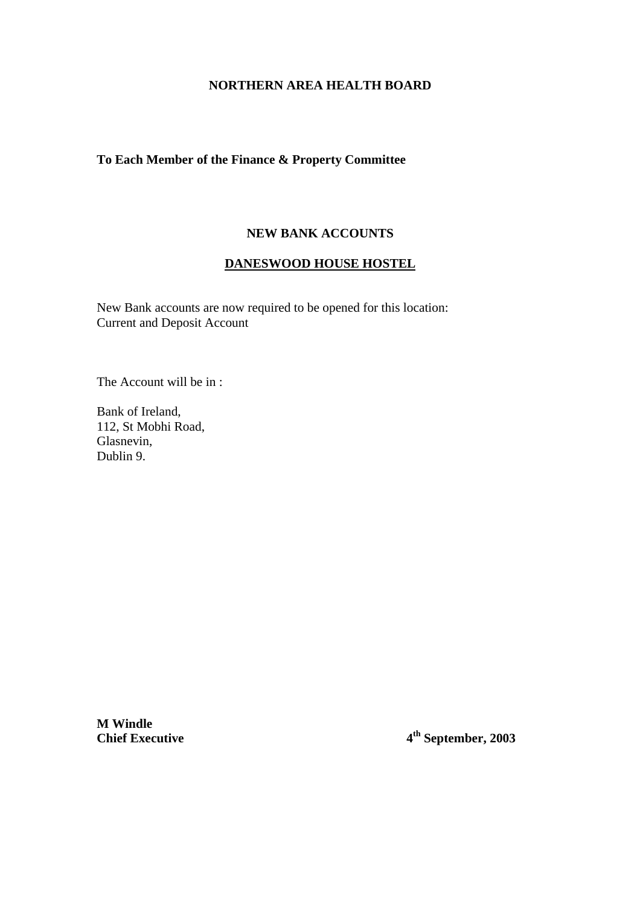**NORTHERN AREA HEALTH BOARD**

**To Each Member of the Finance & Property Committee**

**NEW BANK ACCOUNTS**

**<u>DANESWOOD HOUSE HOSTEL</u>**

New Bank accounts are now required to be opened for this location:
Current and Deposit Account

The Account will be in :

Bank of Ireland,
112, St Mobhi Road,
Glasnevin,
Dublin 9.

**M Windle**
**Chief Executive**

**4th September, 2003**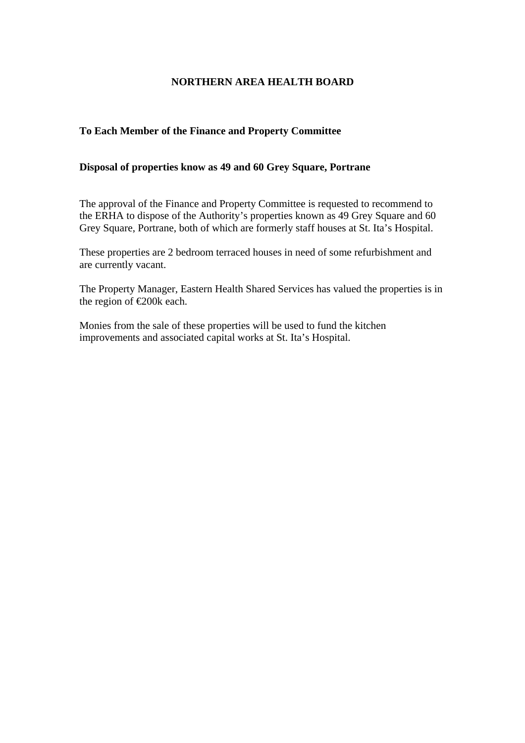**NORTHERN AREA HEALTH BOARD**

**To Each Member of the Finance and Property Committee**

**Disposal of properties know as 49 and 60 Grey Square, Portrane**

The approval of the Finance and Property Committee is requested to recommend to the ERHA to dispose of the Authority's properties known as 49 Grey Square and 60 Grey Square, Portrane, both of which are formerly staff houses at St. Ita's Hospital.

These properties are 2 bedroom terraced houses in need of some refurbishment and are currently vacant.

The Property Manager, Eastern Health Shared Services has valued the properties is in the region of €200k each.

Monies from the sale of these properties will be used to fund the kitchen improvements and associated capital works at St. Ita's Hospital.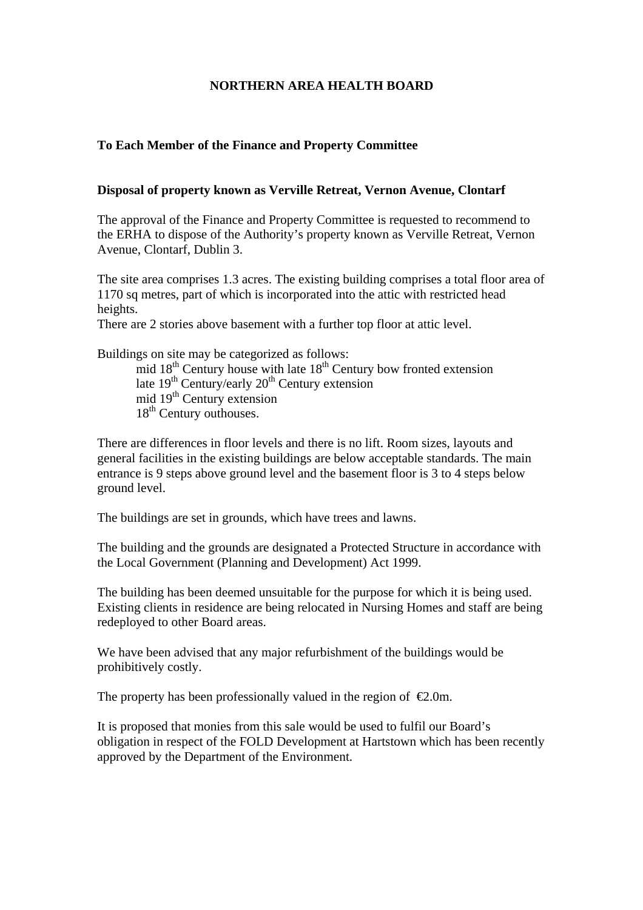# NORTHERN AREA HEALTH BOARD

**To Each Member of the Finance and Property Committee**

**Disposal of property known as Verville Retreat, Vernon Avenue, Clontarf**

The approval of the Finance and Property Committee is requested to recommend to the ERHA to dispose of the Authority's property known as Verville Retreat, Vernon Avenue, Clontarf, Dublin 3.

The site area comprises 1.3 acres. The existing building comprises a total floor area of 1170 sq metres, part of which is incorporated into the attic with restricted head heights.
There are 2 stories above basement with a further top floor at attic level.

Buildings on site may be categorized as follows:

- mid 18th Century house with late 18th Century bow fronted extension
- late 19th Century/early 20th Century extension
- mid 19th Century extension
- 18th Century outhouses.

There are differences in floor levels and there is no lift. Room sizes, layouts and general facilities in the existing buildings are below acceptable standards. The main entrance is 9 steps above ground level and the basement floor is 3 to 4 steps below ground level.

The buildings are set in grounds, which have trees and lawns.

The building and the grounds are designated a Protected Structure in accordance with the Local Government (Planning and Development) Act 1999.

The building has been deemed unsuitable for the purpose for which it is being used. Existing clients in residence are being relocated in Nursing Homes and staff are being redeployed to other Board areas.

We have been advised that any major refurbishment of the buildings would be prohibitively costly.

The property has been professionally valued in the region of €2.0m.

It is proposed that monies from this sale would be used to fulfil our Board's obligation in respect of the FOLD Development at Hartstown which has been recently approved by the Department of the Environment.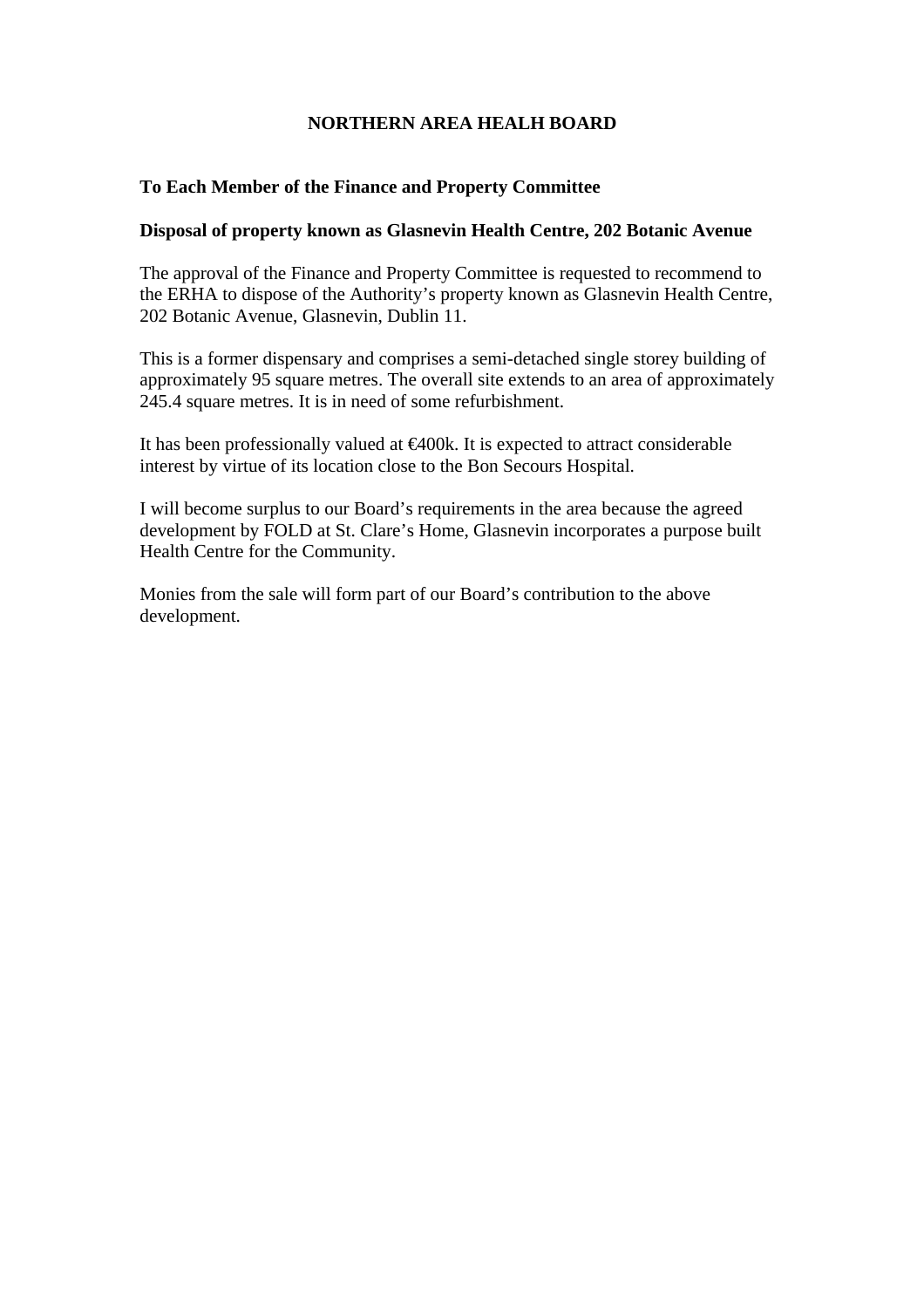**NORTHERN AREA HEALH BOARD**

**To Each Member of the Finance and Property Committee**

**Disposal of property known as Glasnevin Health Centre, 202 Botanic Avenue**

The approval of the Finance and Property Committee is requested to recommend to the ERHA to dispose of the Authority's property known as Glasnevin Health Centre, 202 Botanic Avenue, Glasnevin, Dublin 11.

This is a former dispensary and comprises a semi-detached single storey building of approximately 95 square metres. The overall site extends to an area of approximately 245.4 square metres. It is in need of some refurbishment.

It has been professionally valued at €400k. It is expected to attract considerable interest by virtue of its location close to the Bon Secours Hospital.

I will become surplus to our Board's requirements in the area because the agreed development by FOLD at St. Clare's Home, Glasnevin incorporates a purpose built Health Centre for the Community.

Monies from the sale will form part of our Board's contribution to the above development.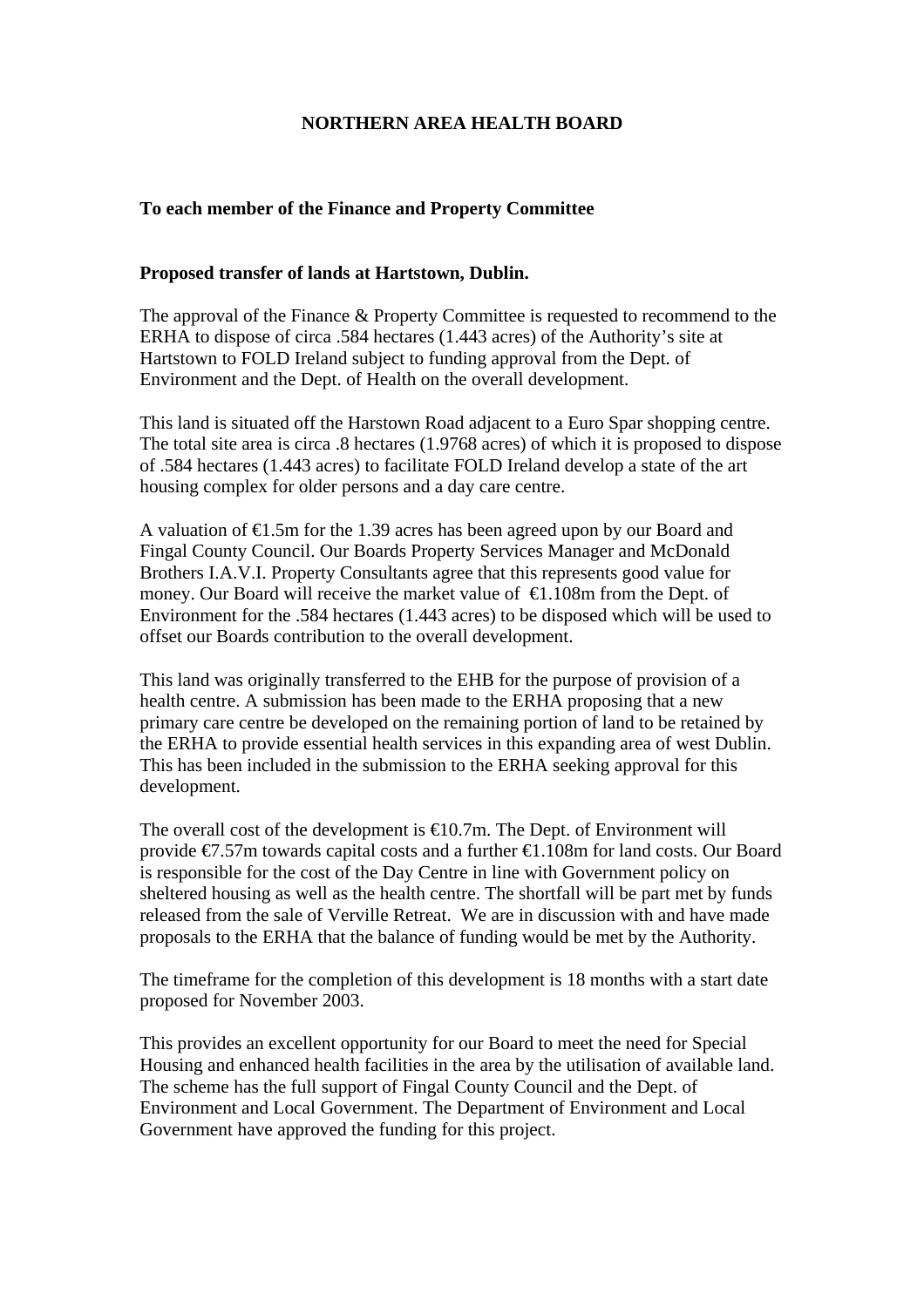**NORTHERN AREA HEALTH BOARD**

**To each member of the Finance and Property Committee**

**Proposed transfer of lands at Hartstown, Dublin.**

The approval of the Finance & Property Committee is requested to recommend to the ERHA to dispose of circa .584 hectares (1.443 acres) of the Authority's site at Hartstown to FOLD Ireland subject to funding approval from the Dept. of Environment and the Dept. of Health on the overall development.

This land is situated off the Harstown Road adjacent to a Euro Spar shopping centre. The total site area is circa .8 hectares (1.9768 acres) of which it is proposed to dispose of .584 hectares (1.443 acres) to facilitate FOLD Ireland develop a state of the art housing complex for older persons and a day care centre.

A valuation of €1.5m for the 1.39 acres has been agreed upon by our Board and Fingal County Council. Our Boards Property Services Manager and McDonald Brothers I.A.V.I. Property Consultants agree that this represents good value for money. Our Board will receive the market value of €1.108m from the Dept. of Environment for the .584 hectares (1.443 acres) to be disposed which will be used to offset our Boards contribution to the overall development.

This land was originally transferred to the EHB for the purpose of provision of a health centre. A submission has been made to the ERHA proposing that a new primary care centre be developed on the remaining portion of land to be retained by the ERHA to provide essential health services in this expanding area of west Dublin. This has been included in the submission to the ERHA seeking approval for this development.

The overall cost of the development is €10.7m. The Dept. of Environment will provide €7.57m towards capital costs and a further €1.108m for land costs. Our Board is responsible for the cost of the Day Centre in line with Government policy on sheltered housing as well as the health centre. The shortfall will be part met by funds released from the sale of Verville Retreat. We are in discussion with and have made proposals to the ERHA that the balance of funding would be met by the Authority.

The timeframe for the completion of this development is 18 months with a start date proposed for November 2003.

This provides an excellent opportunity for our Board to meet the need for Special Housing and enhanced health facilities in the area by the utilisation of available land. The scheme has the full support of Fingal County Council and the Dept. of Environment and Local Government. The Department of Environment and Local Government have approved the funding for this project.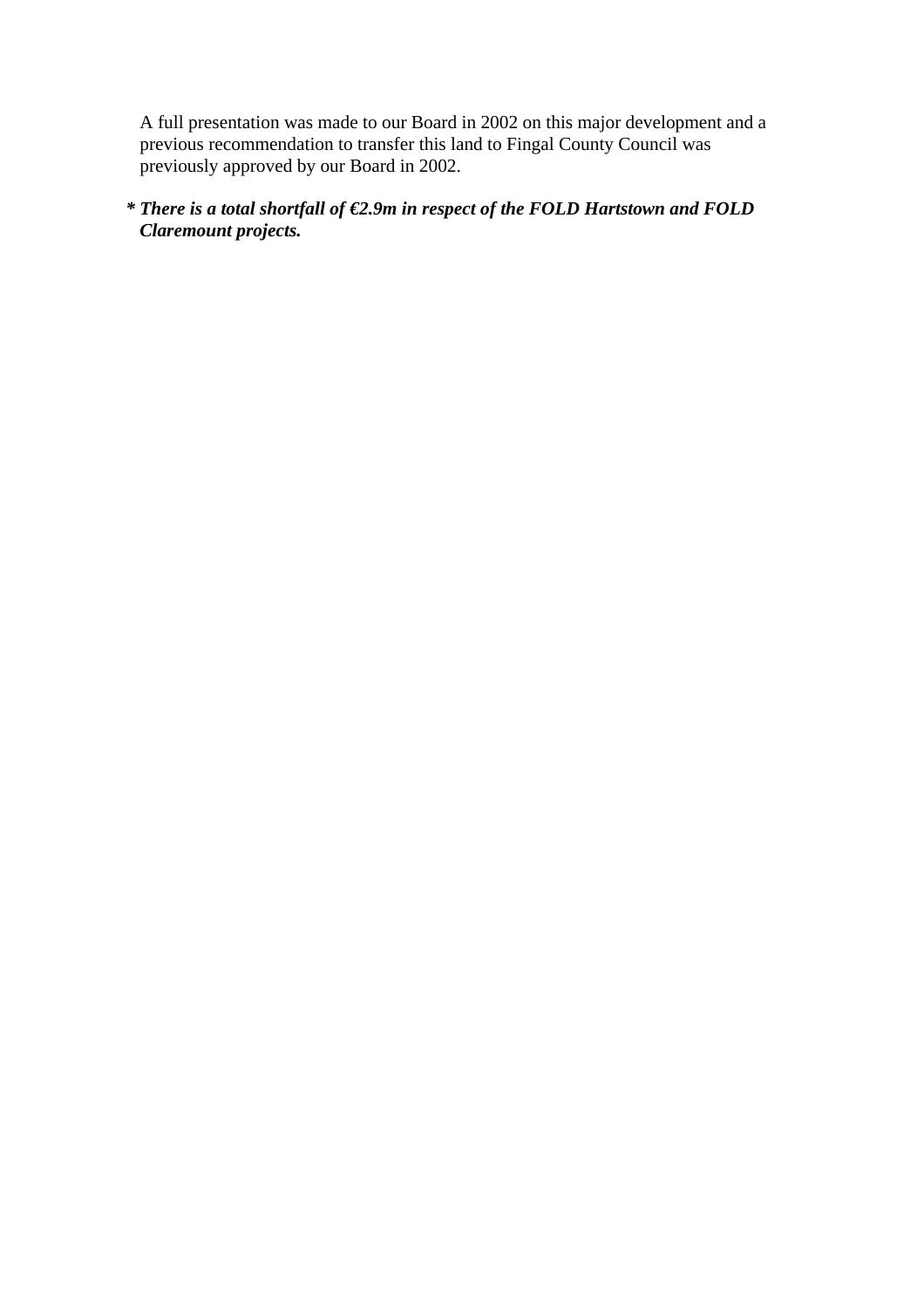A full presentation was made to our Board in 2002 on this major development and a previous recommendation to transfer this land to Fingal County Council was previously approved by our Board in 2002.

***\* There is a total shortfall of €2.9m in respect of the FOLD Hartstown and FOLD Claremount projects.***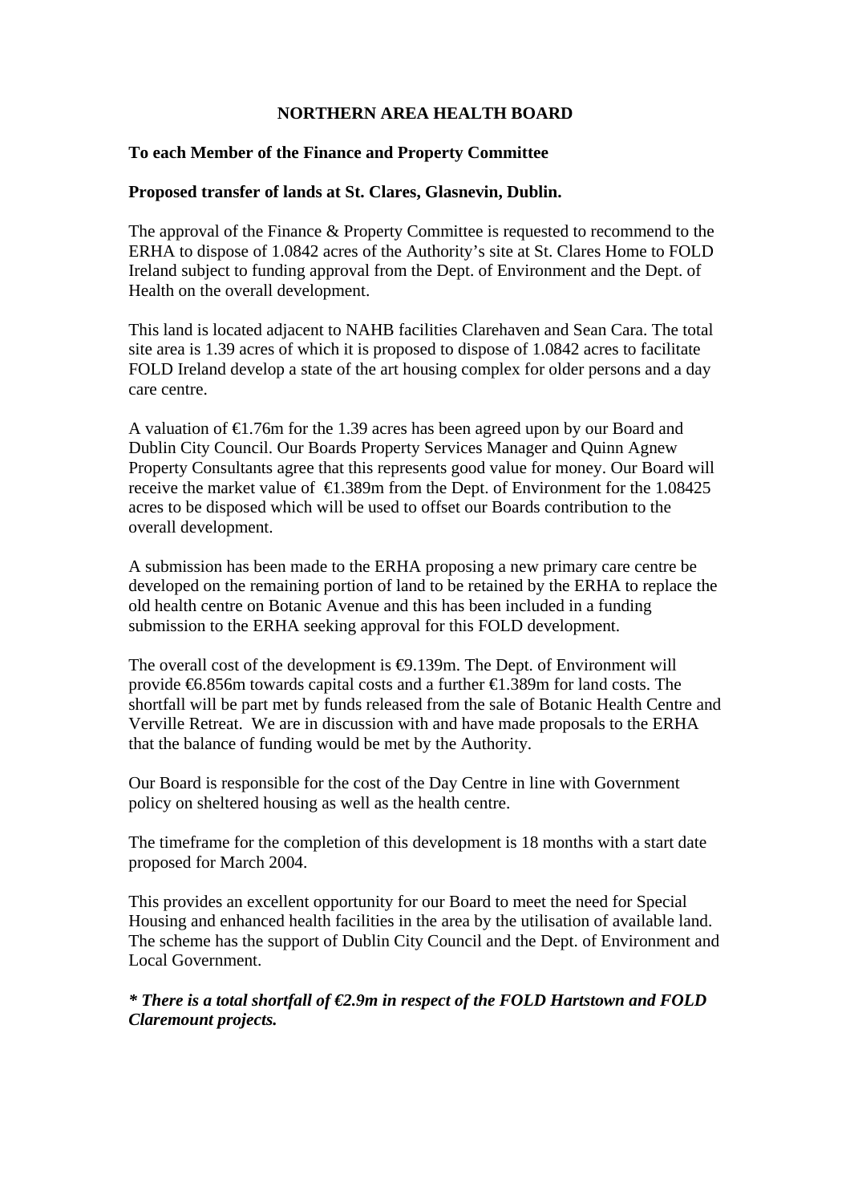# NORTHERN AREA HEALTH BOARD

**To each Member of the Finance and Property Committee**

**Proposed transfer of lands at St. Clares, Glasnevin, Dublin.**

The approval of the Finance & Property Committee is requested to recommend to the ERHA to dispose of 1.0842 acres of the Authority's site at St. Clares Home to FOLD Ireland subject to funding approval from the Dept. of Environment and the Dept. of Health on the overall development.

This land is located adjacent to NAHB facilities Clarehaven and Sean Cara. The total site area is 1.39 acres of which it is proposed to dispose of 1.0842 acres to facilitate FOLD Ireland develop a state of the art housing complex for older persons and a day care centre.

A valuation of €1.76m for the 1.39 acres has been agreed upon by our Board and Dublin City Council. Our Boards Property Services Manager and Quinn Agnew Property Consultants agree that this represents good value for money. Our Board will receive the market value of €1.389m from the Dept. of Environment for the 1.08425 acres to be disposed which will be used to offset our Boards contribution to the overall development.

A submission has been made to the ERHA proposing a new primary care centre be developed on the remaining portion of land to be retained by the ERHA to replace the old health centre on Botanic Avenue and this has been included in a funding submission to the ERHA seeking approval for this FOLD development.

The overall cost of the development is €9.139m. The Dept. of Environment will provide €6.856m towards capital costs and a further €1.389m for land costs. The shortfall will be part met by funds released from the sale of Botanic Health Centre and Verville Retreat. We are in discussion with and have made proposals to the ERHA that the balance of funding would be met by the Authority.

Our Board is responsible for the cost of the Day Centre in line with Government policy on sheltered housing as well as the health centre.

The timeframe for the completion of this development is 18 months with a start date proposed for March 2004.

This provides an excellent opportunity for our Board to meet the need for Special Housing and enhanced health facilities in the area by the utilisation of available land. The scheme has the support of Dublin City Council and the Dept. of Environment and Local Government.

***\* There is a total shortfall of €2.9m in respect of the FOLD Hartstown and FOLD Claremount projects.***